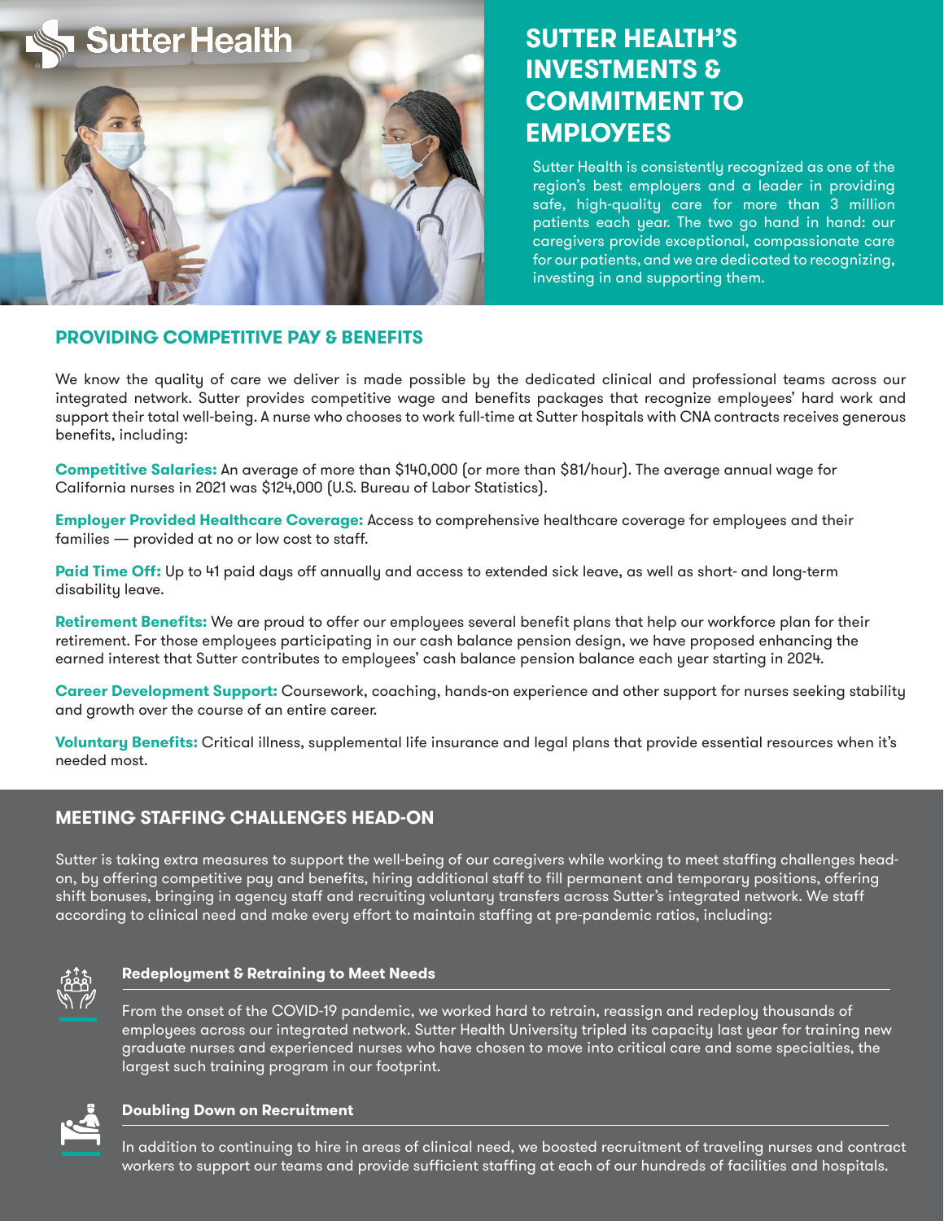Sutter Health

# SUTTER HEALTH'S INVESTMENTS & COMMITMENT TO EMPLOYEES

Sutter Health is consistently recognized as one of the region's best employers and a leader in providing safe, high-quality care for more than 3 million patients each year. The two go hand in hand: our caregivers provide exceptional, compassionate care for our patients, and we are dedicated to recognizing, investing in and supporting them.

## PROVIDING COMPETITIVE PAY & BENEFITS

We know the quality of care we deliver is made possible by the dedicated clinical and professional teams across our integrated network. Sutter provides competitive wage and benefits packages that recognize employees' hard work and support their total well-being. A nurse who chooses to work full-time at Sutter hospitals with CNA contracts receives generous benefits, including:

**Competitive Salaries:** An average of more than $140,000 (or more than $81/hour). The average annual wage for California nurses in 2021 was $124,000 (U.S. Bureau of Labor Statistics).

**Employer Provided Healthcare Coverage:** Access to comprehensive healthcare coverage for employees and their families — provided at no or low cost to staff.

**Paid Time Off:** Up to 41 paid days off annually and access to extended sick leave, as well as short- and long-term disability leave.

**Retirement Benefits:** We are proud to offer our employees several benefit plans that help our workforce plan for their retirement. For those employees participating in our cash balance pension design, we have proposed enhancing the earned interest that Sutter contributes to employees' cash balance pension balance each year starting in 2024.

**Career Development Support:** Coursework, coaching, hands-on experience and other support for nurses seeking stability and growth over the course of an entire career.

**Voluntary Benefits:** Critical illness, supplemental life insurance and legal plans that provide essential resources when it's needed most.

## MEETING STAFFING CHALLENGES HEAD-ON

Sutter is taking extra measures to support the well-being of our caregivers while working to meet staffing challenges head-on, by offering competitive pay and benefits, hiring additional staff to fill permanent and temporary positions, offering shift bonuses, bringing in agency staff and recruiting voluntary transfers across Sutter's integrated network. We staff according to clinical need and make every effort to maintain staffing at pre-pandemic ratios, including:

### Redeployment & Retraining to Meet Needs

From the onset of the COVID-19 pandemic, we worked hard to retrain, reassign and redeploy thousands of employees across our integrated network. Sutter Health University tripled its capacity last year for training new graduate nurses and experienced nurses who have chosen to move into critical care and some specialties, the largest such training program in our footprint.

### Doubling Down on Recruitment

In addition to continuing to hire in areas of clinical need, we boosted recruitment of traveling nurses and contract workers to support our teams and provide sufficient staffing at each of our hundreds of facilities and hospitals.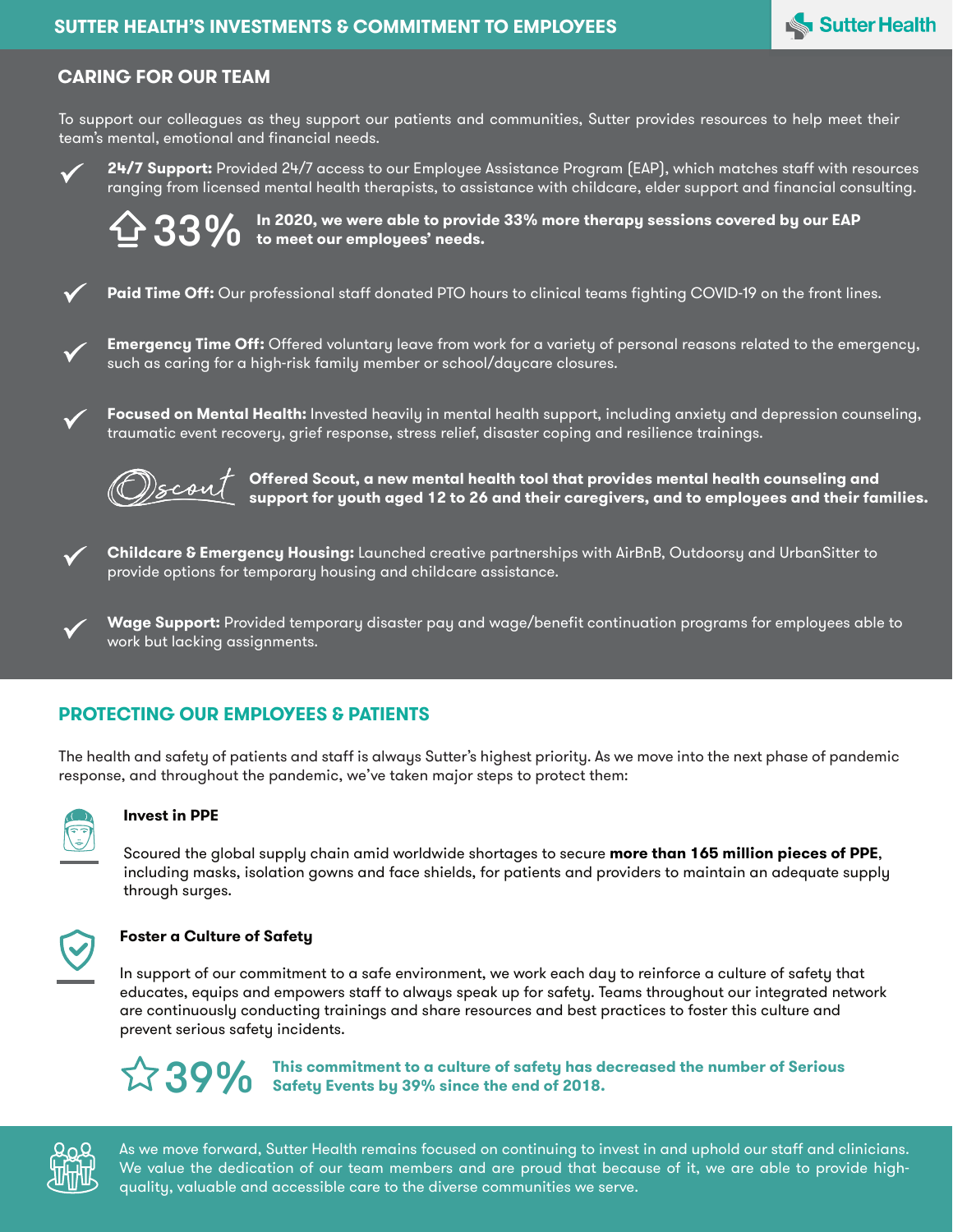# SUTTER HEALTH'S INVESTMENTS & COMMITMENT TO EMPLOYEES

Sutter Health

## CARING FOR OUR TEAM

To support our colleagues as they support our patients and communities, Sutter provides resources to help meet their team's mental, emotional and financial needs.

- **24/7 Support:** Provided 24/7 access to our Employee Assistance Program (EAP), which matches staff with resources ranging from licensed mental health therapists, to assistance with childcare, elder support and financial consulting.

33% **In 2020, we were able to provide 33% more therapy sessions covered by our EAP to meet our employees' needs.**

- **Paid Time Off:** Our professional staff donated PTO hours to clinical teams fighting COVID-19 on the front lines.

- **Emergency Time Off:** Offered voluntary leave from work for a variety of personal reasons related to the emergency, such as caring for a high-risk family member or school/daycare closures.

- **Focused on Mental Health:** Invested heavily in mental health support, including anxiety and depression counseling, traumatic event recovery, grief response, stress relief, disaster coping and resilience trainings.

Scout **Offered Scout, a new mental health tool that provides mental health counseling and support for youth aged 12 to 26 and their caregivers, and to employees and their families.**

- **Childcare & Emergency Housing:** Launched creative partnerships with AirBnB, Outdoorsy and UrbanSitter to provide options for temporary housing and childcare assistance.

- **Wage Support:** Provided temporary disaster pay and wage/benefit continuation programs for employees able to work but lacking assignments.

## PROTECTING OUR EMPLOYEES & PATIENTS

The health and safety of patients and staff is always Sutter's highest priority. As we move into the next phase of pandemic response, and throughout the pandemic, we've taken major steps to protect them:

### Invest in PPE

Scoured the global supply chain amid worldwide shortages to secure **more than 165 million pieces of PPE**, including masks, isolation gowns and face shields, for patients and providers to maintain an adequate supply through surges.

### Foster a Culture of Safety

In support of our commitment to a safe environment, we work each day to reinforce a culture of safety that educates, equips and empowers staff to always speak up for safety. Teams throughout our integrated network are continuously conducting trainings and share resources and best practices to foster this culture and prevent serious safety incidents.

39% **This commitment to a culture of safety has decreased the number of Serious Safety Events by 39% since the end of 2018.**

As we move forward, Sutter Health remains focused on continuing to invest in and uphold our staff and clinicians. We value the dedication of our team members and are proud that because of it, we are able to provide high-quality, valuable and accessible care to the diverse communities we serve.